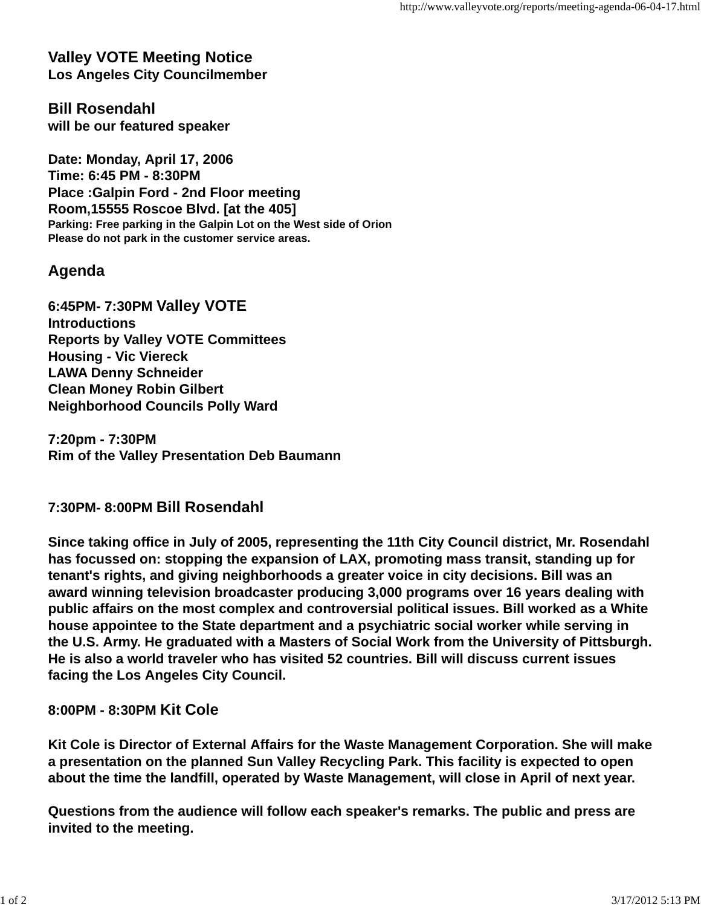## Valley VOTE Meeting Notice

**Los Angeles City Councilmember**

### Bill Rosendahl

**will be our featured speaker**

**Date: Monday, April 17, 2006**
**Time: 6:45 PM - 8:30PM**
**Place :Galpin Ford - 2nd Floor meeting Room,15555 Roscoe Blvd. [at the 405]**
**Parking: Free parking in the Galpin Lot on the West side of Orion**
**Please do not park in the customer service areas.**

## Agenda

**6:45PM- 7:30PM Valley VOTE**
**Introductions**
**Reports by Valley VOTE Committees**
**Housing - Vic Viereck**
**LAWA Denny Schneider**
**Clean Money Robin Gilbert**
**Neighborhood Councils Polly Ward**

**7:20pm - 7:30PM**
**Rim of the Valley Presentation Deb Baumann**

**7:30PM- 8:00PM Bill Rosendahl**

**Since taking office in July of 2005, representing the 11th City Council district, Mr. Rosendahl has focussed on: stopping the expansion of LAX, promoting mass transit, standing up for tenant's rights, and giving neighborhoods a greater voice in city decisions. Bill was an award winning television broadcaster producing 3,000 programs over 16 years dealing with public affairs on the most complex and controversial political issues. Bill worked as a White house appointee to the State department and a psychiatric social worker while serving in the U.S. Army. He graduated with a Masters of Social Work from the University of Pittsburgh. He is also a world traveler who has visited 52 countries. Bill will discuss current issues facing the Los Angeles City Council.**

**8:00PM - 8:30PM Kit Cole**

**Kit Cole is Director of External Affairs for the Waste Management Corporation. She will make a presentation on the planned Sun Valley Recycling Park. This facility is expected to open about the time the landfill, operated by Waste Management, will close in April of next year.**

**Questions from the audience will follow each speaker's remarks. The public and press are invited to the meeting.**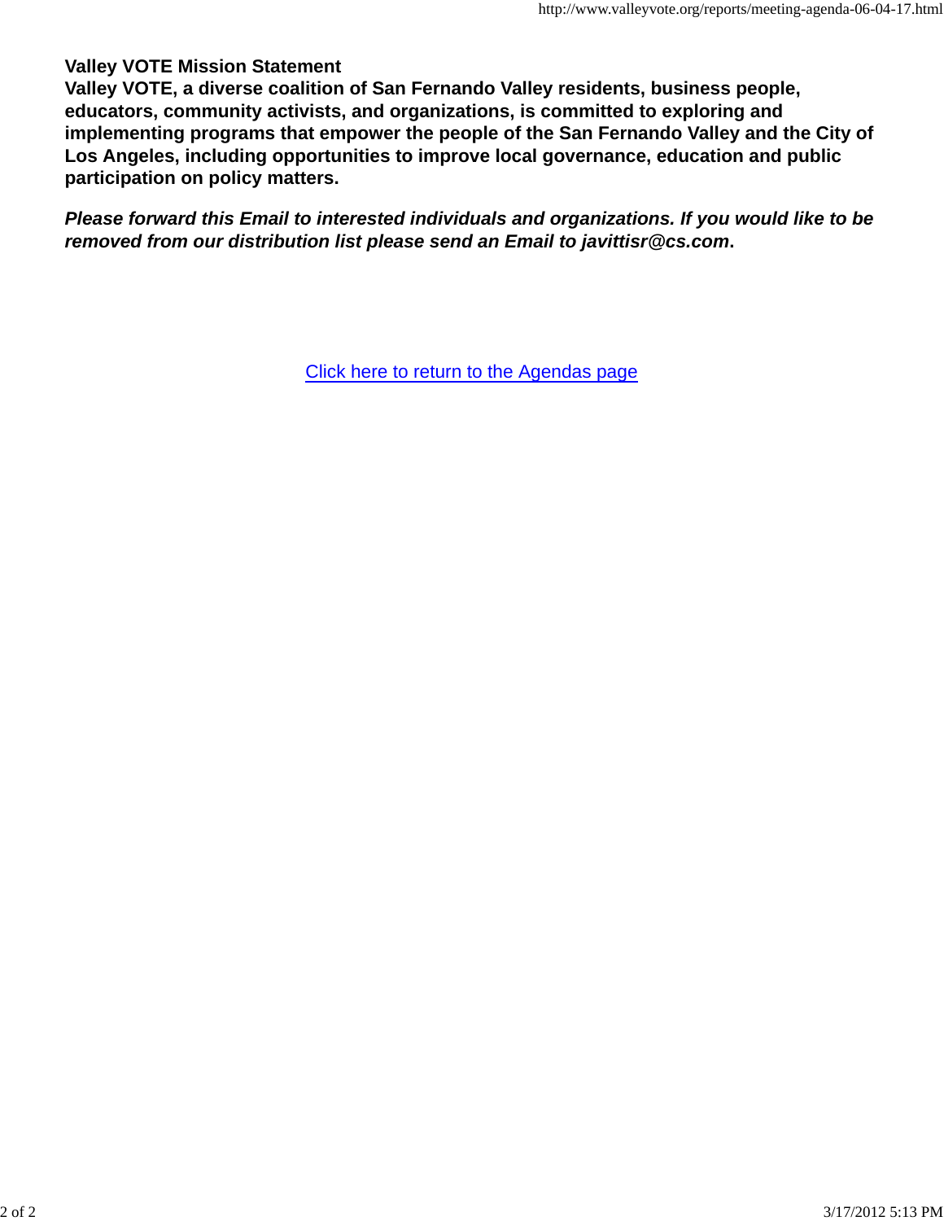**Valley VOTE Mission Statement**

**Valley VOTE, a diverse coalition of San Fernando Valley residents, business people, educators, community activists, and organizations, is committed to exploring and implementing programs that empower the people of the San Fernando Valley and the City of Los Angeles, including opportunities to improve local governance, education and public participation on policy matters.**

***Please forward this Email to interested individuals and organizations. If you would like to be removed from our distribution list please send an Email to javittisr@cs.com*.**

Click here to return to the Agendas page